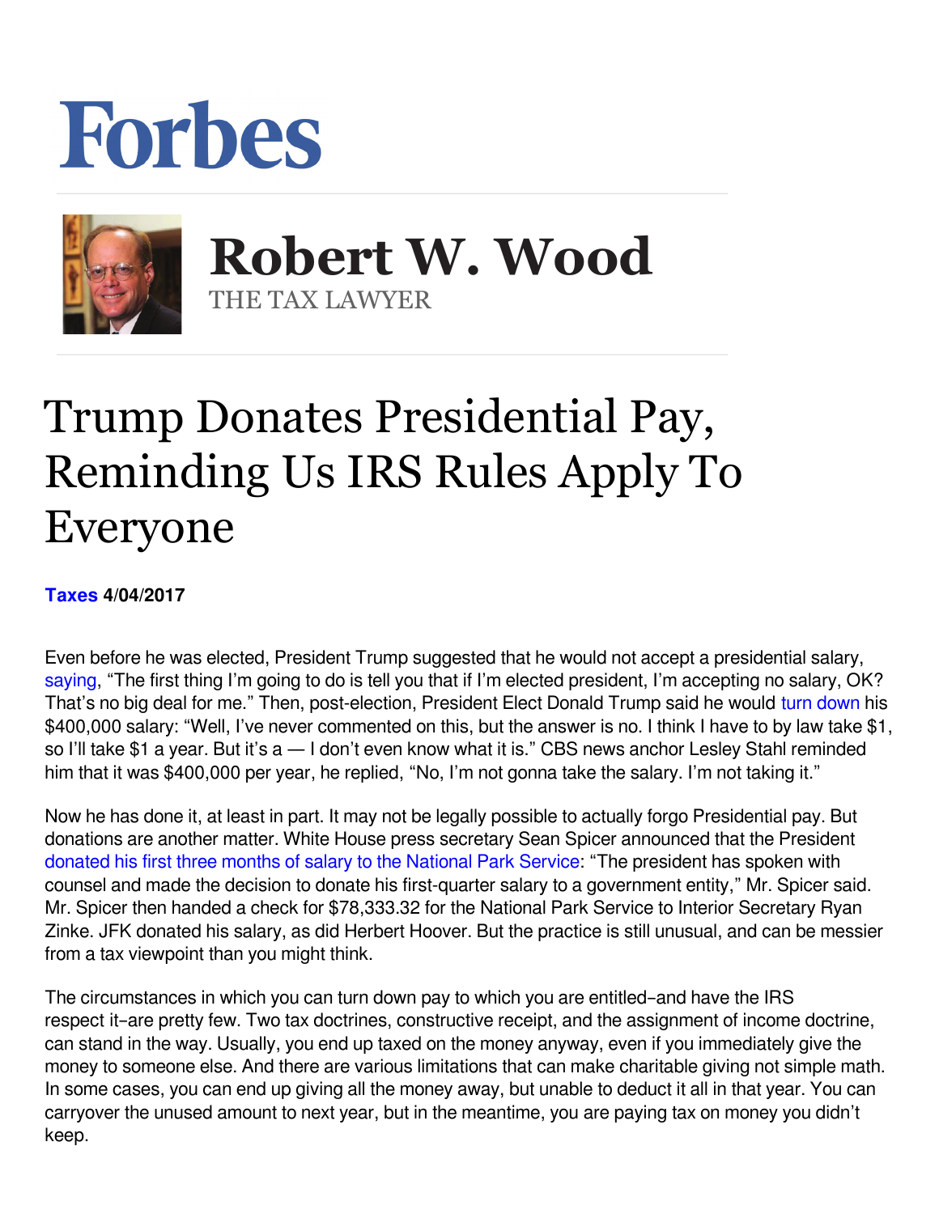# Forbes

## Robert W. Wood

THE TAX LAWYER

# Trump Donates Presidential Pay, Reminding Us IRS Rules Apply To Everyone

**Taxes 4/04/2017**

Even before he was elected, President Trump suggested that he would not accept a presidential salary, saying, "The first thing I'm going to do is tell you that if I'm elected president, I'm accepting no salary, OK? That's no big deal for me." Then, post-election, President Elect Donald Trump said he would turn down his $400,000 salary: "Well, I've never commented on this, but the answer is no. I think I have to by law take $1, so I'll take $1 a year. But it's a — I don't even know what it is." CBS news anchor Lesley Stahl reminded him that it was $400,000 per year, he replied, "No, I'm not gonna take the salary. I'm not taking it."

Now he has done it, at least in part. It may not be legally possible to actually forgo Presidential pay. But donations are another matter. White House press secretary Sean Spicer announced that the President donated his first three months of salary to the National Park Service: "The president has spoken with counsel and made the decision to donate his first-quarter salary to a government entity," Mr. Spicer said. Mr. Spicer then handed a check for $78,333.32 for the National Park Service to Interior Secretary Ryan Zinke. JFK donated his salary, as did Herbert Hoover. But the practice is still unusual, and can be messier from a tax viewpoint than you might think.

The circumstances in which you can turn down pay to which you are entitled–and have the IRS respect it–are pretty few. Two tax doctrines, constructive receipt, and the assignment of income doctrine, can stand in the way. Usually, you end up taxed on the money anyway, even if you immediately give the money to someone else. And there are various limitations that can make charitable giving not simple math. In some cases, you can end up giving all the money away, but unable to deduct it all in that year. You can carryover the unused amount to next year, but in the meantime, you are paying tax on money you didn't keep.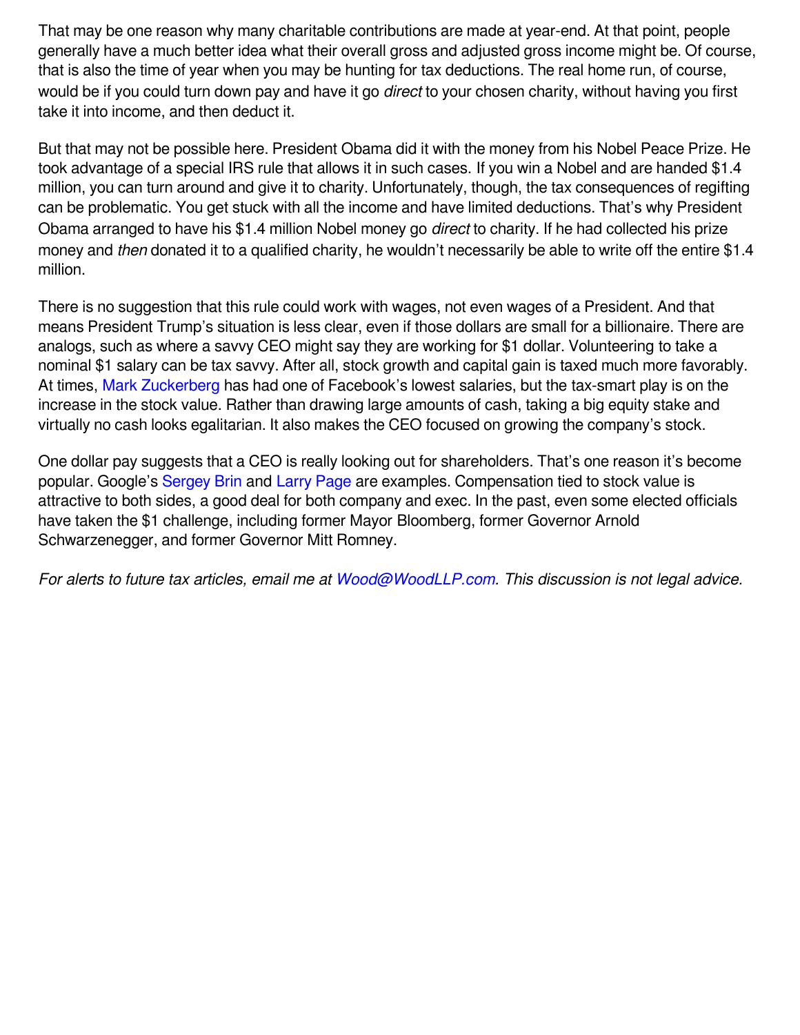That may be one reason why many charitable contributions are made at year-end. At that point, people generally have a much better idea what their overall gross and adjusted gross income might be. Of course, that is also the time of year when you may be hunting for tax deductions. The real home run, of course, would be if you could turn down pay and have it go *direct* to your chosen charity, without having you first take it into income, and then deduct it.

But that may not be possible here. President Obama did it with the money from his Nobel Peace Prize. He took advantage of a special IRS rule that allows it in such cases. If you win a Nobel and are handed $1.4 million, you can turn around and give it to charity. Unfortunately, though, the tax consequences of regifting can be problematic. You get stuck with all the income and have limited deductions. That's why President Obama arranged to have his $1.4 million Nobel money go *direct* to charity. If he had collected his prize money and *then* donated it to a qualified charity, he wouldn't necessarily be able to write off the entire $1.4 million.

There is no suggestion that this rule could work with wages, not even wages of a President. And that means President Trump's situation is less clear, even if those dollars are small for a billionaire. There are analogs, such as where a savvy CEO might say they are working for $1 dollar. Volunteering to take a nominal $1 salary can be tax savvy. After all, stock growth and capital gain is taxed much more favorably. At times, Mark Zuckerberg has had one of Facebook's lowest salaries, but the tax-smart play is on the increase in the stock value. Rather than drawing large amounts of cash, taking a big equity stake and virtually no cash looks egalitarian. It also makes the CEO focused on growing the company's stock.

One dollar pay suggests that a CEO is really looking out for shareholders. That's one reason it's become popular. Google's Sergey Brin and Larry Page are examples. Compensation tied to stock value is attractive to both sides, a good deal for both company and exec. In the past, even some elected officials have taken the $1 challenge, including former Mayor Bloomberg, former Governor Arnold Schwarzenegger, and former Governor Mitt Romney.

*For alerts to future tax articles, email me at Wood@WoodLLP.com. This discussion is not legal advice.*